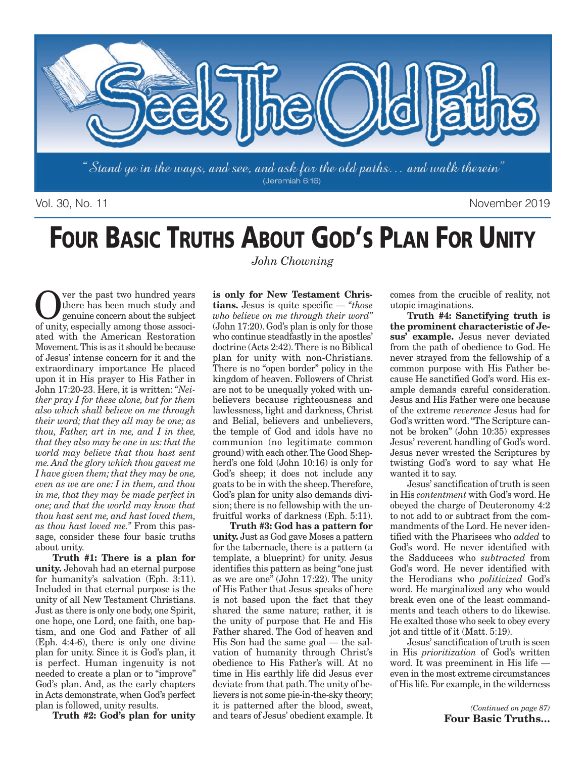# Seek The Old Paths

*"Stand ye in the ways, and see, and ask for the old paths... and walk therein"* (Jeremiah 6:16)

Vol. 30, No. 11 November 2019

# FOUR BASIC TRUTHS ABOUT GOD'S PLAN FOR UNITY

*John Chowning*

Over the past two hundred years there has been much study and genuine concern about the subject of unity, especially among those associated with the American Restoration Movement. This is as it should be because of Jesus' intense concern for it and the extraordinary importance He placed upon it in His prayer to His Father in John 17:20-23. Here, it is written: *"Neither pray I for these alone, but for them also which shall believe on me through their word; that they all may be one; as thou, Father, art in me, and I in thee, that they also may be one in us: that the world may believe that thou hast sent me. And the glory which thou gavest me I have given them; that they may be one, even as we are one: I in them, and thou in me, that they may be made perfect in one; and that the world may know that thou hast sent me, and hast loved them, as thou hast loved me."* From this passage, consider these four basic truths about unity.

**Truth #1: There is a plan for unity.** Jehovah had an eternal purpose for humanity's salvation (Eph. 3:11). Included in that eternal purpose is the unity of all New Testament Christians. Just as there is only one body, one Spirit, one hope, one Lord, one faith, one baptism, and one God and Father of all (Eph. 4:4-6), there is only one divine plan for unity. Since it is God's plan, it is perfect. Human ingenuity is not needed to create a plan or to "improve" God's plan. And, as the early chapters in Acts demonstrate, when God's perfect plan is followed, unity results.

**Truth #2: God's plan for unity is only for New Testament Christians.** Jesus is quite specific — *"those who believe on me through their word"* (John 17:20). God's plan is only for those who continue steadfastly in the apostles' doctrine (Acts 2:42). There is no Biblical plan for unity with non-Christians. There is no "open border" policy in the kingdom of heaven. Followers of Christ are not to be unequally yoked with unbelievers because righteousness and lawlessness, light and darkness, Christ and Belial, believers and unbelievers, the temple of God and idols have no communion (no legitimate common ground) with each other. The Good Shepherd's one fold (John 10:16) is only for God's sheep; it does not include any goats to be in with the sheep. Therefore, God's plan for unity also demands division; there is no fellowship with the unfruitful works of darkness (Eph. 5:11).

**Truth #3: God has a pattern for unity.** Just as God gave Moses a pattern for the tabernacle, there is a pattern (a template, a blueprint) for unity. Jesus identifies this pattern as being "one just as we are one" (John 17:22). The unity of His Father that Jesus speaks of here is not based upon the fact that they shared the same nature; rather, it is the unity of purpose that He and His Father shared. The God of heaven and His Son had the same goal — the salvation of humanity through Christ's obedience to His Father's will. At no time in His earthly life did Jesus ever deviate from that path. The unity of believers is not some pie-in-the-sky theory; it is patterned after the blood, sweat, and tears of Jesus' obedient example. It comes from the crucible of reality, not utopic imaginations.

**Truth #4: Sanctifying truth is the prominent characteristic of Jesus' example.** Jesus never deviated from the path of obedience to God. He never strayed from the fellowship of a common purpose with His Father because He sanctified God's word. His example demands careful consideration. Jesus and His Father were one because of the extreme *reverence* Jesus had for God's written word. "The Scripture cannot be broken" (John 10:35) expresses Jesus' reverent handling of God's word. Jesus never wrested the Scriptures by twisting God's word to say what He wanted it to say.

Jesus' sanctification of truth is seen in His *contentment* with God's word. He obeyed the charge of Deuteronomy 4:2 to not add to or subtract from the commandments of the Lord. He never identified with the Pharisees who *added* to God's word. He never identified with the Sadducees who *subtracted* from God's word. He never identified with the Herodians who *politicized* God's word. He marginalized any who would break even one of the least commandments and teach others to do likewise. He exalted those who seek to obey every jot and tittle of it (Matt. 5:19).

Jesus' sanctification of truth is seen in His *prioritization* of God's written word. It was preeminent in His life — even in the most extreme circumstances of His life. For example, in the wilderness

*(Continued on page 87)*
**Four Basic Truths...**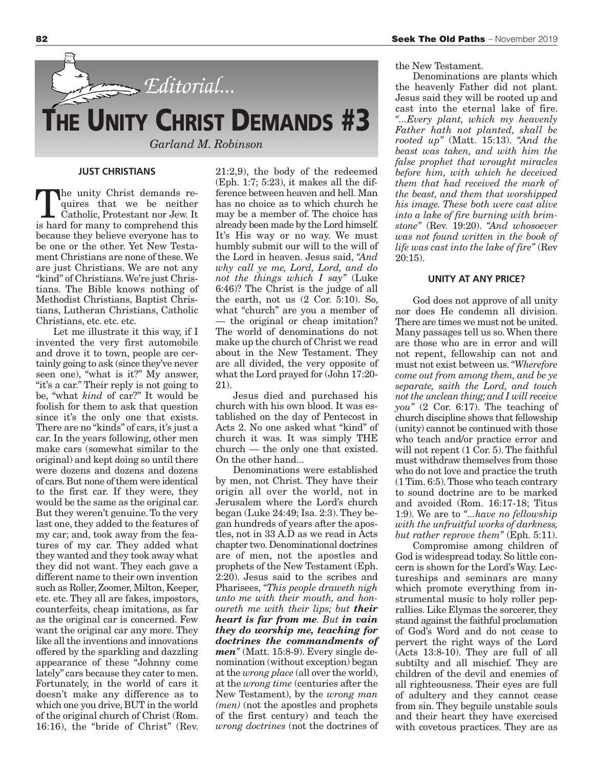# Editorial...

# THE UNITY CHRIST DEMANDS #3

*Garland M. Robinson*

### JUST CHRISTIANS

The unity Christ demands requires that we be neither Catholic, Protestant nor Jew. It is hard for many to comprehend this because they believe everyone has to be one or the other. Yet New Testament Christians are none of these. We are just Christians. We are not any "kind" of Christians. We're just Christians. The Bible knows nothing of Methodist Christians, Baptist Christians, Lutheran Christians, Catholic Christians, etc. etc. etc.

Let me illustrate it this way, if I invented the very first automobile and drove it to town, people are certainly going to ask (since they've never seen one), "what is it?" My answer, "it's a car." Their reply is not going to be, "what *kind* of car?" It would be foolish for them to ask that question since it's the only one that exists. There are no "kinds" of cars, it's just a car. In the years following, other men make cars (somewhat similar to the original) and kept doing so until there were dozens and dozens and dozens of cars. But none of them were identical to the first car. If they were, they would be the same as the original car. But they weren't genuine. To the very last one, they added to the features of my car; and, took away from the features of my car. They added what they wanted and they took away what they did not want. They each gave a different name to their own invention such as Roller, Zoomer, Milton, Keeper, etc. etc. They all are fakes, impostors, counterfeits, cheap imitations, as far as the original car is concerned. Few want the original car any more. They like all the inventions and innovations offered by the sparkling and dazzling appearance of these "Johnny come lately" cars because they cater to men. Fortunately, in the world of cars it doesn't make any difference as to which one you drive, BUT in the world of the original church of Christ (Rom. 16:16), the "bride of Christ" (Rev. 21:2,9), the body of the redeemed (Eph. 1:7; 5:23), it makes all the difference between heaven and hell. Man has no choice as to which church he may be a member of. The choice has already been made by the Lord himself. It's His way or no way. We must humbly submit our will to the will of the Lord in heaven. Jesus said, *"And why call ye me, Lord, Lord, and do not the things which I say"* (Luke 6:46)? The Christ is the judge of all the earth, not us (2 Cor. 5:10). So, what "church" are you a member of — the original or cheap imitation? The world of denominations do not make up the church of Christ we read about in the New Testament. They are all divided, the very opposite of what the Lord prayed for (John 17:20-21).

Jesus died and purchased his church with his own blood. It was established on the day of Pentecost in Acts 2. No one asked what "kind" of church it was. It was simply THE church — the only one that existed. On the other hand...

Denominations were established by men, not Christ. They have their origin all over the world, not in Jerusalem where the Lord's church began (Luke 24:49; Isa. 2:3). They began hundreds of years after the apostles, not in 33 A.D as we read in Acts chapter two. Denominational doctrines are of men, not the apostles and prophets of the New Testament (Eph. 2:20). Jesus said to the scribes and Pharisees, *"This people draweth nigh unto me with their mouth, and honoureth me with their lips; but* ***their heart is far from me****. But* ***in vain they do worship me, teaching for doctrines the commandments of men****"* (Matt. 15:8-9). Every single denomination (without exception) began at the *wrong place* (all over the world), at the *wrong time* (centuries after the New Testament), by the *wrong man (men)* (not the apostles and prophets of the first century) and teach the *wrong doctrines* (not the doctrines of the New Testament.

Denominations are plants which the heavenly Father did not plant. Jesus said they will be rooted up and cast into the eternal lake of fire. *"...Every plant, which my heavenly Father hath not planted, shall be rooted up"* (Matt. 15:13). *"And the beast was taken, and with him the false prophet that wrought miracles before him, with which he deceived them that had received the mark of the beast, and them that worshipped his image. These both were cast alive into a lake of fire burning with brimstone"* (Rev. 19:20). *"And whosoever was not found written in the book of life was cast into the lake of fire"* (Rev 20:15).

### UNITY AT ANY PRICE?

God does not approve of all unity nor does He condemn all division. There are times we must not be united. Many passages tell us so. When there are those who are in error and will not repent, fellowship can not and must not exist between us. *"Wherefore come out from among them, and be ye separate, saith the Lord, and touch not the unclean thing; and I will receive you"* (2 Cor. 6:17). The teaching of church discipline shows that fellowship (unity) cannot be continued with those who teach and/or practice error and will not repent (1 Cor. 5). The faithful must withdraw themselves from those who do not love and practice the truth (1 Tim. 6:5). Those who teach contrary to sound doctrine are to be marked and avoided (Rom. 16:17-18; Titus 1:9). We are to *"...have no fellowship with the unfruitful works of darkness, but rather reprove them"* (Eph. 5:11).

Compromise among children of God is widespread today. So little concern is shown for the Lord's Way. Lectureships and seminars are many which promote everything from instrumental music to holy roller pep-rallies. Like Elymas the sorcerer, they stand against the faithful proclamation of God's Word and do not cease to pervert the right ways of the Lord (Acts 13:8-10). They are full of all subtilty and all mischief. They are children of the devil and enemies of all righteousness. Their eyes are full of adultery and they cannot cease from sin. They beguile unstable souls and their heart they have exercised with covetous practices. They are as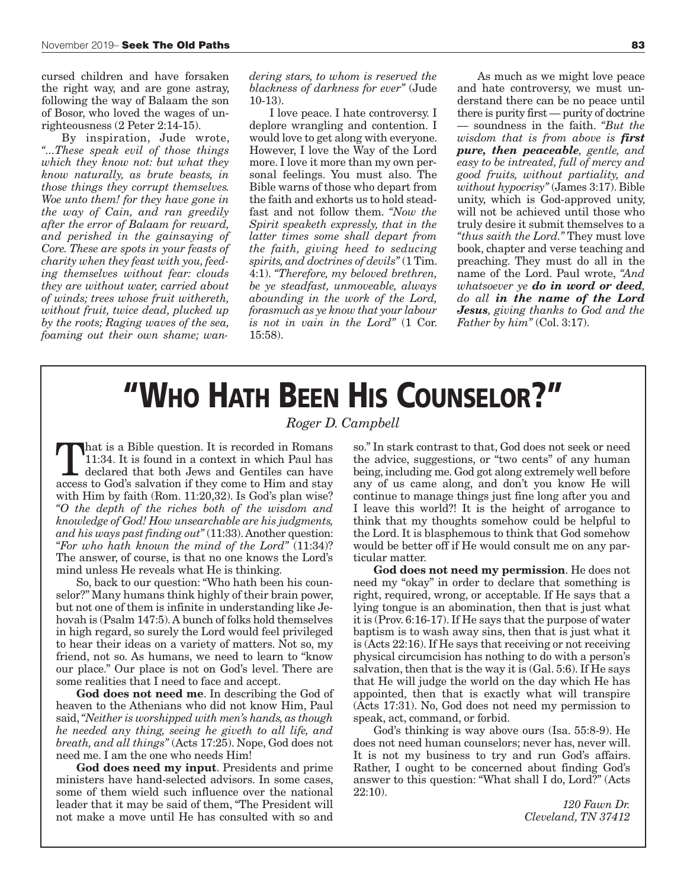cursed children and have forsaken the right way, and are gone astray, following the way of Balaam the son of Bosor, who loved the wages of unrighteousness (2 Peter 2:14-15).

By inspiration, Jude wrote, *"...These speak evil of those things which they know not: but what they know naturally, as brute beasts, in those things they corrupt themselves. Woe unto them! for they have gone in the way of Cain, and ran greedily after the error of Balaam for reward, and perished in the gainsaying of Core. These are spots in your feasts of charity when they feast with you, feeding themselves without fear: clouds they are without water, carried about of winds; trees whose fruit withereth, without fruit, twice dead, plucked up by the roots; Raging waves of the sea, foaming out their own shame; wandering stars, to whom is reserved the blackness of darkness for ever"* (Jude 10-13).

I love peace. I hate controversy. I deplore wrangling and contention. I would love to get along with everyone. However, I love the Way of the Lord more. I love it more than my own personal feelings. You must also. The Bible warns of those who depart from the faith and exhorts us to hold steadfast and not follow them. *"Now the Spirit speaketh expressly, that in the latter times some shall depart from the faith, giving heed to seducing spirits, and doctrines of devils"* (1 Tim. 4:1). *"Therefore, my beloved brethren, be ye steadfast, unmoveable, always abounding in the work of the Lord, forasmuch as ye know that your labour is not in vain in the Lord"* (1 Cor. 15:58).

As much as we might love peace and hate controversy, we must understand there can be no peace until there is purity first — purity of doctrine — soundness in the faith. *"But the wisdom that is from above is* ***first pure, then peaceable****, gentle, and easy to be intreated, full of mercy and good fruits, without partiality, and without hypocrisy"* (James 3:17). Bible unity, which is God-approved unity, will not be achieved until those who truly desire it submit themselves to a *"thus saith the Lord."* They must love book, chapter and verse teaching and preaching. They must do all in the name of the Lord. Paul wrote, *"And whatsoever ye* ***do in word or deed****, do all* ***in the name of the Lord Jesus****, giving thanks to God and the Father by him"* (Col. 3:17).

# "Who Hath Been His Counselor?"

*Roger D. Campbell*

That is a Bible question. It is recorded in Romans 11:34. It is found in a context in which Paul has declared that both Jews and Gentiles can have access to God's salvation if they come to Him and stay with Him by faith (Rom. 11:20,32). Is God's plan wise? *"O the depth of the riches both of the wisdom and knowledge of God! How unsearchable are his judgments, and his ways past finding out"* (11:33). Another question: *"For who hath known the mind of the Lord"* (11:34)? The answer, of course, is that no one knows the Lord's mind unless He reveals what He is thinking.

So, back to our question: "Who hath been his counselor?" Many humans think highly of their brain power, but not one of them is infinite in understanding like Jehovah is (Psalm 147:5). A bunch of folks hold themselves in high regard, so surely the Lord would feel privileged to hear their ideas on a variety of matters. Not so, my friend, not so. As humans, we need to learn to "know our place." Our place is not on God's level. There are some realities that I need to face and accept.

**God does not need me**. In describing the God of heaven to the Athenians who did not know Him, Paul said, *"Neither is worshipped with men's hands, as though he needed any thing, seeing he giveth to all life, and breath, and all things"* (Acts 17:25). Nope, God does not need me. I am the one who needs Him!

**God does need my input**. Presidents and prime ministers have hand-selected advisors. In some cases, some of them wield such influence over the national leader that it may be said of them, "The President will not make a move until He has consulted with so and so." In stark contrast to that, God does not seek or need the advice, suggestions, or "two cents" of any human being, including me. God got along extremely well before any of us came along, and don't you know He will continue to manage things just fine long after you and I leave this world?! It is the height of arrogance to think that my thoughts somehow could be helpful to the Lord. It is blasphemous to think that God somehow would be better off if He would consult me on any particular matter.

**God does not need my permission**. He does not need my "okay" in order to declare that something is right, required, wrong, or acceptable. If He says that a lying tongue is an abomination, then that is just what it is (Prov. 6:16-17). If He says that the purpose of water baptism is to wash away sins, then that is just what it is (Acts 22:16). If He says that receiving or not receiving physical circumcision has nothing to do with a person's salvation, then that is the way it is (Gal. 5:6). If He says that He will judge the world on the day which He has appointed, then that is exactly what will transpire (Acts 17:31). No, God does not need my permission to speak, act, command, or forbid.

God's thinking is way above ours (Isa. 55:8-9). He does not need human counselors; never has, never will. It is not my business to try and run God's affairs. Rather, I ought to be concerned about finding God's answer to this question: "What shall I do, Lord?" (Acts 22:10).

*120 Fawn Dr.*
*Cleveland, TN 37412*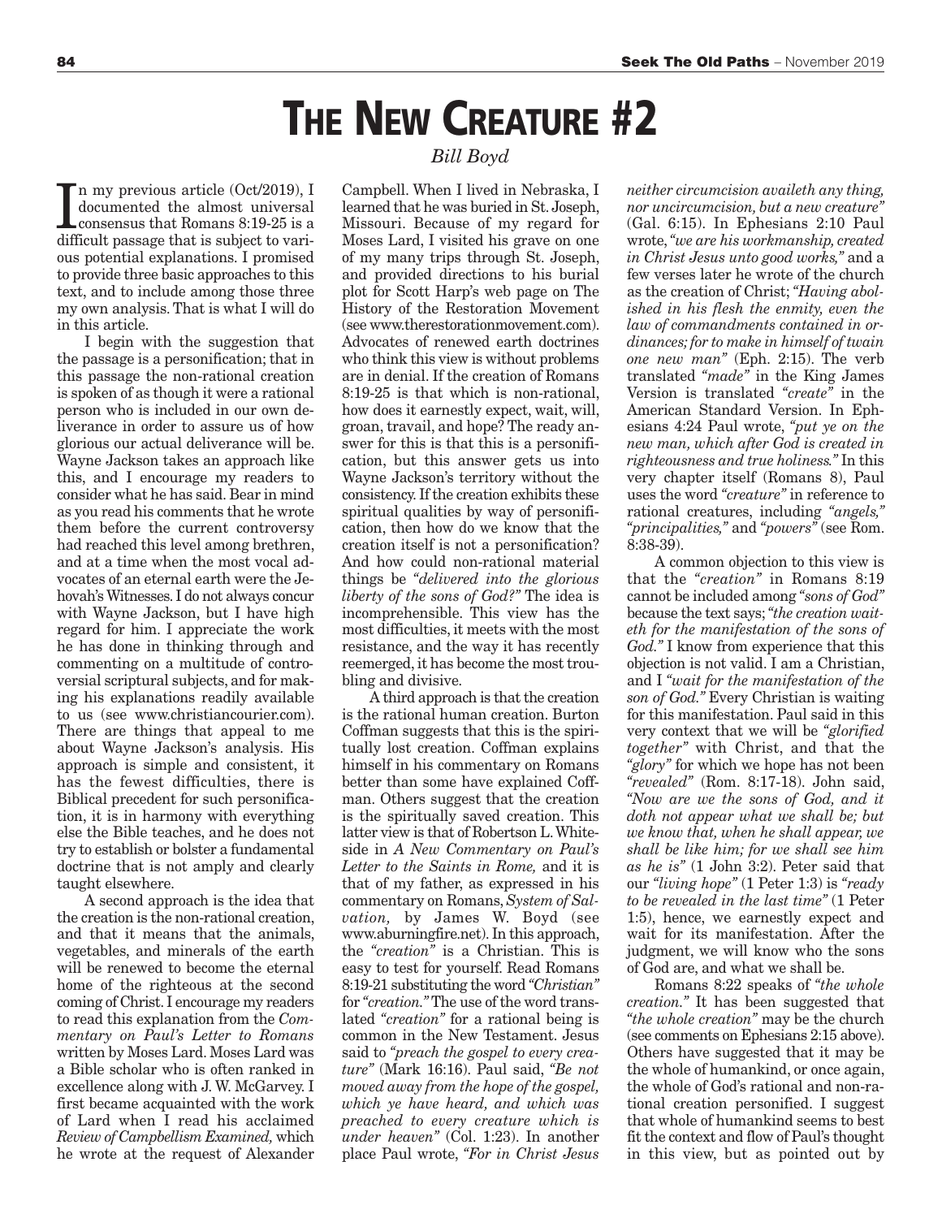# THE NEW CREATURE #2

*Bill Boyd*

In my previous article (Oct/2019), I documented the almost universal consensus that Romans 8:19-25 is a difficult passage that is subject to various potential explanations. I promised to provide three basic approaches to this text, and to include among those three my own analysis. That is what I will do in this article.

I begin with the suggestion that the passage is a personification; that in this passage the non-rational creation is spoken of as though it were a rational person who is included in our own deliverance in order to assure us of how glorious our actual deliverance will be. Wayne Jackson takes an approach like this, and I encourage my readers to consider what he has said. Bear in mind as you read his comments that he wrote them before the current controversy had reached this level among brethren, and at a time when the most vocal advocates of an eternal earth were the Jehovah's Witnesses. I do not always concur with Wayne Jackson, but I have high regard for him. I appreciate the work he has done in thinking through and commenting on a multitude of controversial scriptural subjects, and for making his explanations readily available to us (see www.christiancourier.com). There are things that appeal to me about Wayne Jackson's analysis. His approach is simple and consistent, it has the fewest difficulties, there is Biblical precedent for such personification, it is in harmony with everything else the Bible teaches, and he does not try to establish or bolster a fundamental doctrine that is not amply and clearly taught elsewhere.

A second approach is the idea that the creation is the non-rational creation, and that it means that the animals, vegetables, and minerals of the earth will be renewed to become the eternal home of the righteous at the second coming of Christ. I encourage my readers to read this explanation from the *Commentary on Paul's Letter to Romans* written by Moses Lard. Moses Lard was a Bible scholar who is often ranked in excellence along with J. W. McGarvey. I first became acquainted with the work of Lard when I read his acclaimed *Review of Campbellism Examined,* which he wrote at the request of Alexander Campbell. When I lived in Nebraska, I learned that he was buried in St. Joseph, Missouri. Because of my regard for Moses Lard, I visited his grave on one of my many trips through St. Joseph, and provided directions to his burial plot for Scott Harp's web page on The History of the Restoration Movement (see www.therestorationmovement.com). Advocates of renewed earth doctrines who think this view is without problems are in denial. If the creation of Romans 8:19-25 is that which is non-rational, how does it earnestly expect, wait, will, groan, travail, and hope? The ready answer for this is that this is a personification, but this answer gets us into Wayne Jackson's territory without the consistency. If the creation exhibits these spiritual qualities by way of personification, then how do we know that the creation itself is not a personification? And how could non-rational material things be *"delivered into the glorious liberty of the sons of God?"* The idea is incomprehensible. This view has the most difficulties, it meets with the most resistance, and the way it has recently reemerged, it has become the most troubling and divisive.

A third approach is that the creation is the rational human creation. Burton Coffman suggests that this is the spiritually lost creation. Coffman explains himself in his commentary on Romans better than some have explained Coffman. Others suggest that the creation is the spiritually saved creation. This latter view is that of Robertson L. Whiteside in *A New Commentary on Paul's Letter to the Saints in Rome,* and it is that of my father, as expressed in his commentary on Romans, *System of Salvation,* by James W. Boyd (see www.aburningfire.net). In this approach, the *"creation"* is a Christian. This is easy to test for yourself. Read Romans 8:19-21 substituting the word *"Christian"* for *"creation."* The use of the word translated *"creation"* for a rational being is common in the New Testament. Jesus said to *"preach the gospel to every creature"* (Mark 16:16). Paul said, *"Be not moved away from the hope of the gospel, which ye have heard, and which was preached to every creature which is under heaven"* (Col. 1:23). In another place Paul wrote, *"For in Christ Jesus neither circumcision availeth any thing, nor uncircumcision, but a new creature"* (Gal. 6:15). In Ephesians 2:10 Paul wrote, *"we are his workmanship, created in Christ Jesus unto good works,"* and a few verses later he wrote of the church as the creation of Christ; *"Having abolished in his flesh the enmity, even the law of commandments contained in ordinances; for to make in himself of twain one new man"* (Eph. 2:15). The verb translated *"made"* in the King James Version is translated *"create"* in the American Standard Version. In Ephesians 4:24 Paul wrote, *"put ye on the new man, which after God is created in righteousness and true holiness."* In this very chapter itself (Romans 8), Paul uses the word *"creature"* in reference to rational creatures, including *"angels," "principalities,"* and *"powers"* (see Rom. 8:38-39).

A common objection to this view is that the *"creation"* in Romans 8:19 cannot be included among *"sons of God"* because the text says; *"the creation waiteth for the manifestation of the sons of God."* I know from experience that this objection is not valid. I am a Christian, and I *"wait for the manifestation of the son of God."* Every Christian is waiting for this manifestation. Paul said in this very context that we will be *"glorified together"* with Christ, and that the *"glory"* for which we hope has not been *"revealed"* (Rom. 8:17-18). John said, *"Now are we the sons of God, and it doth not appear what we shall be; but we know that, when he shall appear, we shall be like him; for we shall see him as he is"* (1 John 3:2). Peter said that our *"living hope"* (1 Peter 1:3) is *"ready to be revealed in the last time"* (1 Peter 1:5), hence, we earnestly expect and wait for its manifestation. After the judgment, we will know who the sons of God are, and what we shall be.

Romans 8:22 speaks of *"the whole creation."* It has been suggested that *"the whole creation"* may be the church (see comments on Ephesians 2:15 above). Others have suggested that it may be the whole of humankind, or once again, the whole of God's rational and non-rational creation personified. I suggest that whole of humankind seems to best fit the context and flow of Paul's thought in this view, but as pointed out by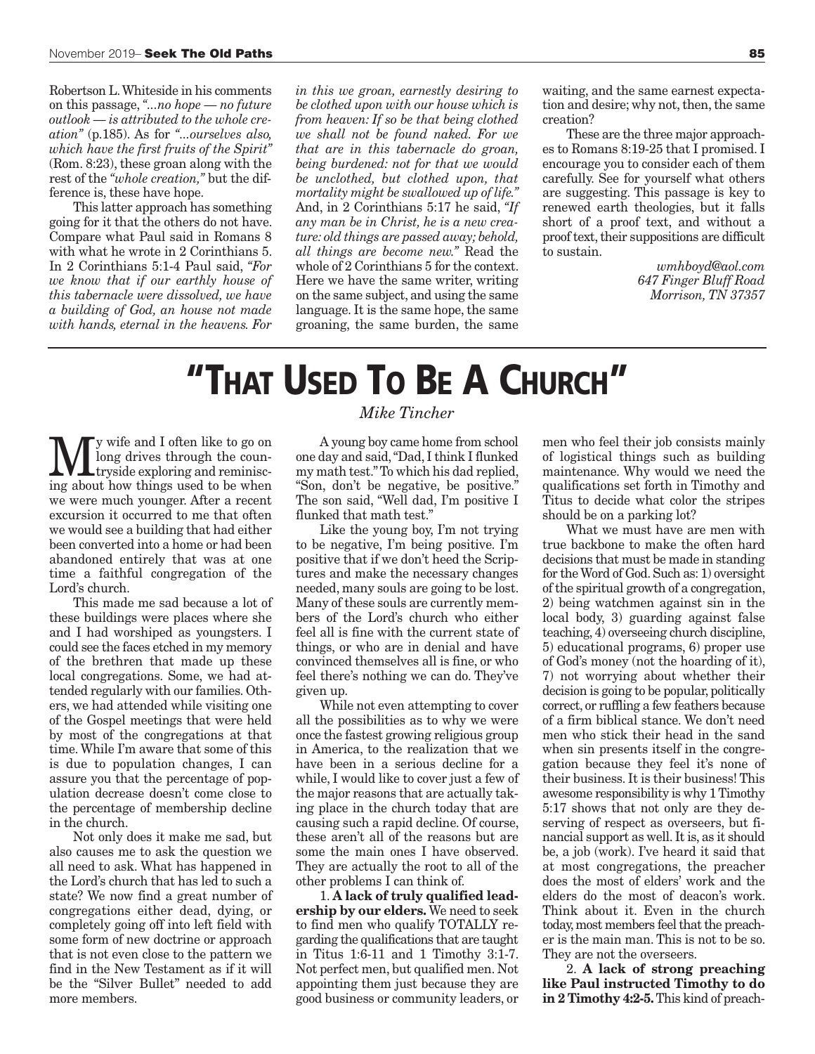Robertson L. Whiteside in his comments on this passage, *"...no hope — no future outlook — is attributed to the whole creation"* (p.185). As for *"...ourselves also, which have the first fruits of the Spirit"* (Rom. 8:23), these groan along with the rest of the *"whole creation,"* but the difference is, these have hope.

This latter approach has something going for it that the others do not have. Compare what Paul said in Romans 8 with what he wrote in 2 Corinthians 5. In 2 Corinthians 5:1-4 Paul said, *"For we know that if our earthly house of this tabernacle were dissolved, we have a building of God, an house not made with hands, eternal in the heavens. For in this we groan, earnestly desiring to be clothed upon with our house which is from heaven: If so be that being clothed we shall not be found naked. For we that are in this tabernacle do groan, being burdened: not for that we would be unclothed, but clothed upon, that mortality might be swallowed up of life."* And, in 2 Corinthians 5:17 he said, *"If any man be in Christ, he is a new creature: old things are passed away; behold, all things are become new."* Read the whole of 2 Corinthians 5 for the context. Here we have the same writer, writing on the same subject, and using the same language. It is the same hope, the same groaning, the same burden, the same waiting, and the same earnest expectation and desire; why not, then, the same creation?

These are the three major approaches to Romans 8:19-25 that I promised. I encourage you to consider each of them carefully. See for yourself what others are suggesting. This passage is key to renewed earth theologies, but it falls short of a proof text, and without a proof text, their suppositions are difficult to sustain.

*wmhboyd@aol.com*
*647 Finger Bluff Road*
*Morrison, TN 37357*

# "That Used To Be A Church"

*Mike Tincher*

My wife and I often like to go on long drives through the countryside exploring and reminiscing about how things used to be when we were much younger. After a recent excursion it occurred to me that often we would see a building that had either been converted into a home or had been abandoned entirely that was at one time a faithful congregation of the Lord's church.

This made me sad because a lot of these buildings were places where she and I had worshiped as youngsters. I could see the faces etched in my memory of the brethren that made up these local congregations. Some, we had attended regularly with our families. Others, we had attended while visiting one of the Gospel meetings that were held by most of the congregations at that time. While I'm aware that some of this is due to population changes, I can assure you that the percentage of population decrease doesn't come close to the percentage of membership decline in the church.

Not only does it make me sad, but also causes me to ask the question we all need to ask. What has happened in the Lord's church that has led to such a state? We now find a great number of congregations either dead, dying, or completely going off into left field with some form of new doctrine or approach that is not even close to the pattern we find in the New Testament as if it will be the "Silver Bullet" needed to add more members.

A young boy came home from school one day and said, "Dad, I think I flunked my math test." To which his dad replied, "Son, don't be negative, be positive." The son said, "Well dad, I'm positive I flunked that math test."

Like the young boy, I'm not trying to be negative, I'm being positive. I'm positive that if we don't heed the Scriptures and make the necessary changes needed, many souls are going to be lost. Many of these souls are currently members of the Lord's church who either feel all is fine with the current state of things, or who are in denial and have convinced themselves all is fine, or who feel there's nothing we can do. They've given up.

While not even attempting to cover all the possibilities as to why we were once the fastest growing religious group in America, to the realization that we have been in a serious decline for a while, I would like to cover just a few of the major reasons that are actually taking place in the church today that are causing such a rapid decline. Of course, these aren't all of the reasons but are some the main ones I have observed. They are actually the root to all of the other problems I can think of.

1. **A lack of truly qualified leadership by our elders.** We need to seek to find men who qualify TOTALLY regarding the qualifications that are taught in Titus 1:6-11 and 1 Timothy 3:1-7. Not perfect men, but qualified men. Not appointing them just because they are good business or community leaders, or men who feel their job consists mainly of logistical things such as building maintenance. Why would we need the qualifications set forth in Timothy and Titus to decide what color the stripes should be on a parking lot?

What we must have are men with true backbone to make the often hard decisions that must be made in standing for the Word of God. Such as: 1) oversight of the spiritual growth of a congregation, 2) being watchmen against sin in the local body, 3) guarding against false teaching, 4) overseeing church discipline, 5) educational programs, 6) proper use of God's money (not the hoarding of it), 7) not worrying about whether their decision is going to be popular, politically correct, or ruffling a few feathers because of a firm biblical stance. We don't need men who stick their head in the sand when sin presents itself in the congregation because they feel it's none of their business. It is their business! This awesome responsibility is why 1 Timothy 5:17 shows that not only are they deserving of respect as overseers, but financial support as well. It is, as it should be, a job (work). I've heard it said that at most congregations, the preacher does the most of elders' work and the elders do the most of deacon's work. Think about it. Even in the church today, most members feel that the preacher is the main man. This is not to be so. They are not the overseers.

2. **A lack of strong preaching like Paul instructed Timothy to do in 2 Timothy 4:2-5.** This kind of preach-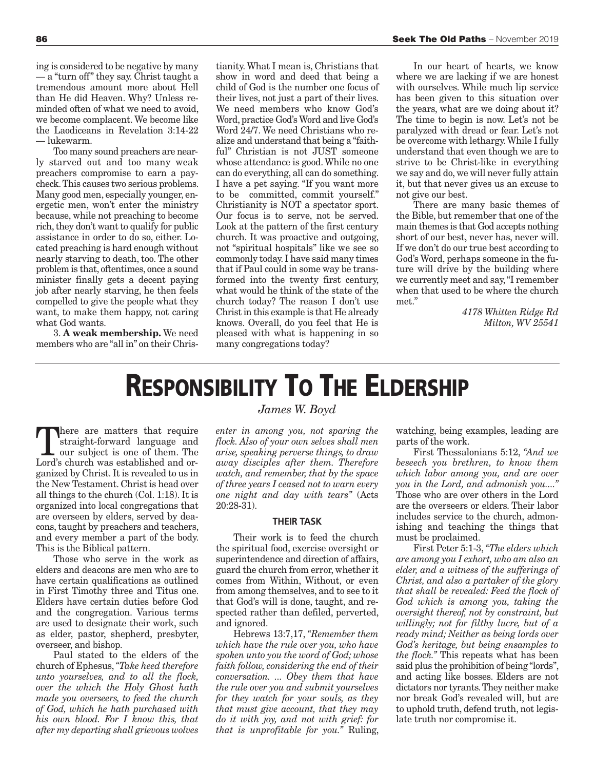ing is considered to be negative by many — a "turn off" they say. Christ taught a tremendous amount more about Hell than He did Heaven. Why? Unless reminded often of what we need to avoid, we become complacent. We become like the Laodiceans in Revelation 3:14-22 — lukewarm.

Too many sound preachers are nearly starved out and too many weak preachers compromise to earn a paycheck. This causes two serious problems. Many good men, especially younger, energetic men, won't enter the ministry because, while not preaching to become rich, they don't want to qualify for public assistance in order to do so, either. Located preaching is hard enough without nearly starving to death, too. The other problem is that, oftentimes, once a sound minister finally gets a decent paying job after nearly starving, he then feels compelled to give the people what they want, to make them happy, not caring what God wants.

3. **A weak membership.** We need members who are "all in" on their Christianity. What I mean is, Christians that show in word and deed that being a child of God is the number one focus of their lives, not just a part of their lives. We need members who know God's Word, practice God's Word and live God's Word 24/7. We need Christians who realize and understand that being a "faithful" Christian is not JUST someone whose attendance is good. While no one can do everything, all can do something. I have a pet saying. "If you want more to be committed, commit yourself." Christianity is NOT a spectator sport. Our focus is to serve, not be served. Look at the pattern of the first century church. It was proactive and outgoing, not "spiritual hospitals" like we see so commonly today. I have said many times that if Paul could in some way be transformed into the twenty first century, what would he think of the state of the church today? The reason I don't use Christ in this example is that He already knows. Overall, do you feel that He is pleased with what is happening in so many congregations today?

In our heart of hearts, we know where we are lacking if we are honest with ourselves. While much lip service has been given to this situation over the years, what are we doing about it? The time to begin is now. Let's not be paralyzed with dread or fear. Let's not be overcome with lethargy. While I fully understand that even though we are to strive to be Christ-like in everything we say and do, we will never fully attain it, but that never gives us an excuse to not give our best.

There are many basic themes of the Bible, but remember that one of the main themes is that God accepts nothing short of our best, never has, never will. If we don't do our true best according to God's Word, perhaps someone in the future will drive by the building where we currently meet and say, "I remember when that used to be where the church met."

*4178 Whitten Ridge Rd*
*Milton, WV 25541*

# Responsibility To The Eldership

*James W. Boyd*

There are matters that require straight-forward language and our subject is one of them. The Lord's church was established and organized by Christ. It is revealed to us in the New Testament. Christ is head over all things to the church (Col. 1:18). It is organized into local congregations that are overseen by elders, served by deacons, taught by preachers and teachers, and every member a part of the body. This is the Biblical pattern.

Those who serve in the work as elders and deacons are men who are to have certain qualifications as outlined in First Timothy three and Titus one. Elders have certain duties before God and the congregation. Various terms are used to designate their work, such as elder, pastor, shepherd, presbyter, overseer, and bishop.

Paul stated to the elders of the church of Ephesus, *"Take heed therefore unto yourselves, and to all the flock, over the which the Holy Ghost hath made you overseers, to feed the church of God, which he hath purchased with his own blood. For I know this, that after my departing shall grievous wolves enter in among you, not sparing the flock. Also of your own selves shall men arise, speaking perverse things, to draw away disciples after them. Therefore watch, and remember, that by the space of three years I ceased not to warn every one night and day with tears"* (Acts 20:28-31).

## Their Task

Their work is to feed the church the spiritual food, exercise oversight or superintendence and direction of affairs, guard the church from error, whether it comes from Within, Without, or even from among themselves, and to see to it that God's will is done, taught, and respected rather than defiled, perverted, and ignored.

Hebrews 13:7,17, *"Remember them which have the rule over you, who have spoken unto you the word of God; whose faith follow, considering the end of their conversation. ... Obey them that have the rule over you and submit yourselves for they watch for your souls, as they that must give account, that they may do it with joy, and not with grief: for that is unprofitable for you."* Ruling, watching, being examples, leading are parts of the work.

First Thessalonians 5:12, *"And we beseech you brethren, to know them which labor among you, and are over you in the Lord, and admonish you...."* Those who are over others in the Lord are the overseers or elders. Their labor includes service to the church, admonishing and teaching the things that must be proclaimed.

First Peter 5:1-3, *"The elders which are among you I exhort, who am also an elder, and a witness of the sufferings of Christ, and also a partaker of the glory that shall be revealed: Feed the flock of God which is among you, taking the oversight thereof, not by constraint, but willingly; not for filthy lucre, but of a ready mind; Neither as being lords over God's heritage, but being ensamples to the flock."* This repeats what has been said plus the prohibition of being "lords", and acting like bosses. Elders are not dictators nor tyrants. They neither make nor break God's revealed will, but are to uphold truth, defend truth, not legislate truth nor compromise it.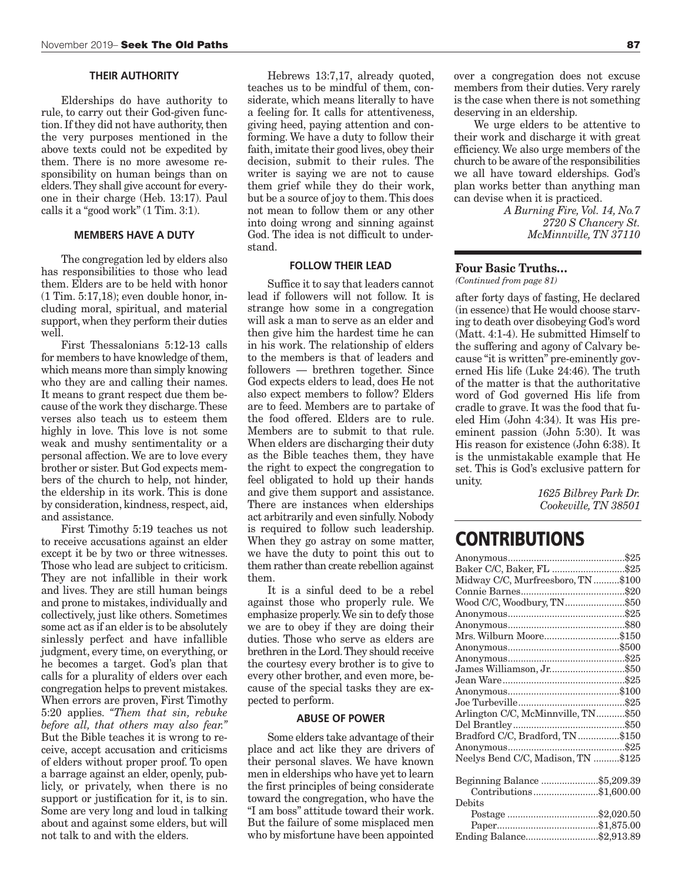### THEIR AUTHORITY

Elderships do have authority to rule, to carry out their God-given function. If they did not have authority, then the very purposes mentioned in the above texts could not be expedited by them. There is no more awesome responsibility on human beings than on elders. They shall give account for everyone in their charge (Heb. 13:17). Paul calls it a "good work" (1 Tim. 3:1).

### MEMBERS HAVE A DUTY

The congregation led by elders also has responsibilities to those who lead them. Elders are to be held with honor (1 Tim. 5:17,18); even double honor, including moral, spiritual, and material support, when they perform their duties well.

First Thessalonians 5:12-13 calls for members to have knowledge of them, which means more than simply knowing who they are and calling their names. It means to grant respect due them because of the work they discharge. These verses also teach us to esteem them highly in love. This love is not some weak and mushy sentimentality or a personal affection. We are to love every brother or sister. But God expects members of the church to help, not hinder, the eldership in its work. This is done by consideration, kindness, respect, aid, and assistance.

First Timothy 5:19 teaches us not to receive accusations against an elder except it be by two or three witnesses. Those who lead are subject to criticism. They are not infallible in their work and lives. They are still human beings and prone to mistakes, individually and collectively, just like others. Sometimes some act as if an elder is to be absolutely sinlessly perfect and have infallible judgment, every time, on everything, or he becomes a target. God's plan that calls for a plurality of elders over each congregation helps to prevent mistakes. When errors are proven, First Timothy 5:20 applies. *"Them that sin, rebuke before all, that others may also fear."* But the Bible teaches it is wrong to receive, accept accusation and criticisms of elders without proper proof. To open a barrage against an elder, openly, publicly, or privately, when there is no support or justification for it, is to sin. Some are very long and loud in talking about and against some elders, but will not talk to and with the elders.

Hebrews 13:7,17, already quoted, teaches us to be mindful of them, considerate, which means literally to have a feeling for. It calls for attentiveness, giving heed, paying attention and conforming. We have a duty to follow their faith, imitate their good lives, obey their decision, submit to their rules. The writer is saying we are not to cause them grief while they do their work, but be a source of joy to them. This does not mean to follow them or any other into doing wrong and sinning against God. The idea is not difficult to understand.

### FOLLOW THEIR LEAD

Suffice it to say that leaders cannot lead if followers will not follow. It is strange how some in a congregation will ask a man to serve as an elder and then give him the hardest time he can in his work. The relationship of elders to the members is that of leaders and followers — brethren together. Since God expects elders to lead, does He not also expect members to follow? Elders are to feed. Members are to partake of the food offered. Elders are to rule. Members are to submit to that rule. When elders are discharging their duty as the Bible teaches them, they have the right to expect the congregation to feel obligated to hold up their hands and give them support and assistance. There are instances when elderships act arbitrarily and even sinfully. Nobody is required to follow such leadership. When they go astray on some matter, we have the duty to point this out to them rather than create rebellion against them.

It is a sinful deed to be a rebel against those who properly rule. We emphasize properly. We sin to defy those we are to obey if they are doing their duties. Those who serve as elders are brethren in the Lord. They should receive the courtesy every brother is to give to every other brother, and even more, because of the special tasks they are expected to perform.

### ABUSE OF POWER

Some elders take advantage of their place and act like they are drivers of their personal slaves. We have known men in elderships who have yet to learn the first principles of being considerate toward the congregation, who have the "I am boss" attitude toward their work. But the failure of some misplaced men who by misfortune have been appointed over a congregation does not excuse members from their duties. Very rarely is the case when there is not something deserving in an eldership.

We urge elders to be attentive to their work and discharge it with great efficiency. We also urge members of the church to be aware of the responsibilities we all have toward elderships. God's plan works better than anything man can devise when it is practiced.

*A Burning Fire, Vol. 14, No.7*
*2720 S Chancery St.*
*McMinnville, TN 37110*

---

**Four Basic Truths...**
*(Continued from page 81)*

after forty days of fasting, He declared (in essence) that He would choose starving to death over disobeying God's word (Matt. 4:1-4). He submitted Himself to the suffering and agony of Calvary because "it is written" pre-eminently governed His life (Luke 24:46). The truth of the matter is that the authoritative word of God governed His life from cradle to grave. It was the food that fueled Him (John 4:34). It was His preeminent passion (John 5:30). It was His reason for existence (John 6:38). It is the unmistakable example that He set. This is God's exclusive pattern for unity.

*1625 Bilbrey Park Dr.*
*Cookeville, TN 38501*

# CONTRIBUTIONS

| | |
|---|---|
| Anonymous | $25 |
| Baker C/C, Baker, FL | $25 |
| Midway C/C, Murfreesboro, TN | $100 |
| Connie Barnes | $20 |
| Wood C/C, Woodbury, TN | $50 |
| Anonymous | $25 |
| Anonymous | $80 |
| Mrs. Wilburn Moore | $150 |
| Anonymous | $500 |
| Anonymous | $25 |
| James Williamson, Jr. | $50 |
| Jean Ware | $25 |
| Anonymous | $100 |
| Joe Turbeville | $25 |
| Arlington C/C, McMinnville, TN | $50 |
| Del Brantley | $50 |
| Bradford C/C, Bradford, TN | $150 |
| Anonymous | $25 |
| Neelys Bend C/C, Madison, TN | $125 |

| | |
|---|---|
| Beginning Balance | $5,209.39 |
| Contributions | $1,600.00 |
| Debits | |
| Postage | $2,020.50 |
| Paper | $1,875.00 |
| Ending Balance | $2,913.89 |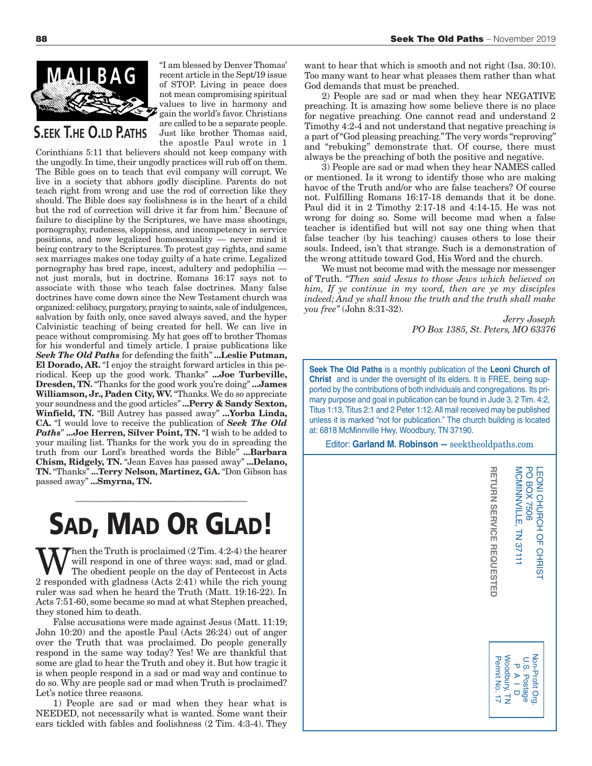## MAILBAG

**S.EEK T.HE O.LD P.ATHS**

"I am blessed by Denver Thomas' recent article in the Sept/19 issue of STOP. Living in peace does not mean compromising spiritual values to live in harmony and gain the world's favor. Christians are called to be a separate people. Just like brother Thomas said, the apostle Paul wrote in 1 Corinthians 5:11 that believers should not keep company with the ungodly. In time, their ungodly practices will rub off on them. The Bible goes on to teach that evil company will corrupt. We live in a society that abhors godly discipline. Parents do not teach right from wrong and use the rod of correction like they should. The Bible does say foolishness is in the heart of a child but the rod of correction will drive it far from him.' Because of failure to discipline by the Scriptures, we have mass shootings, pornography, rudeness, sloppiness, and incompetency in service positions, and now legalized homosexuality — never mind it being contrary to the Scriptures. To protest gay rights, and same sex marriages makes one today guilty of a hate crime. Legalized pornography has bred rape, incest, adultery and pedophilia — not just morals, but in doctrine. Romans 16:17 says not to associate with those who teach false doctrines. Many false doctrines have come down since the New Testament church was organized: celibacy, purgatory, praying to saints, sale of indulgences, salvation by faith only, once saved always saved, and the hyper Calvinistic teaching of being created for hell. We can live in peace without compromising. My hat goes off to brother Thomas for his wonderful and timely article. I praise publications like ***Seek The Old Paths*** for defending the faith" **...Leslie Putman, El Dorado, AR.** "I enjoy the straight forward articles in this periodical. Keep up the good work. Thanks" **...Joe Turbeville, Dresden, TN.** "Thanks for the good work you're doing" **...James Williamson, Jr., Paden City, WV.** "Thanks. We do so appreciate your soundness and the good articles" **...Perry & Sandy Sexton, Winfield, TN.** "Bill Autrey has passed away" **...Yorba Linda, CA.** "I would love to receive the publication of ***Seek The Old Paths***" **...Joe Herren, Silver Point, TN.** "I wish to be added to your mailing list. Thanks for the work you do in spreading the truth from our Lord's breathed words the Bible" **...Barbara Chism, Ridgely, TN.** "Jean Eaves has passed away" **...Delano, TN.** "Thanks" **...Terry Nelson, Martinez, GA.** "Don Gibson has passed away" **...Smyrna, TN.**

---

# SAD, MAD OR GLAD!

When the Truth is proclaimed (2 Tim. 4:2-4) the hearer will respond in one of three ways: sad, mad or glad. The obedient people on the day of Pentecost in Acts 2 responded with gladness (Acts 2:41) while the rich young ruler was sad when he heard the Truth (Matt. 19:16-22). In Acts 7:51-60, some became so mad at what Stephen preached, they stoned him to death.

False accusations were made against Jesus (Matt. 11:19; John 10:20) and the apostle Paul (Acts 26:24) out of anger over the Truth that was proclaimed. Do people generally respond in the same way today? Yes! We are thankful that some are glad to hear the Truth and obey it. But how tragic it is when people respond in a sad or mad way and continue to do so. Why are people sad or mad when Truth is proclaimed? Let's notice three reasons.

1) People are sad or mad when they hear what is NEEDED, not necessarily what is wanted. Some want their ears tickled with fables and foolishness (2 Tim. 4:3-4). They want to hear that which is smooth and not right (Isa. 30:10). Too many want to hear what pleases them rather than what God demands that must be preached.

2) People are sad or mad when they hear NEGATIVE preaching. It is amazing how some believe there is no place for negative preaching. One cannot read and understand 2 Timothy 4:2-4 and not understand that negative preaching is a part of "God pleasing preaching." The very words "reproving" and "rebuking" demonstrate that. Of course, there must always be the preaching of both the positive and negative.

3) People are sad or mad when they hear NAMES called or mentioned. Is it wrong to identify those who are making havoc of the Truth and/or who are false teachers? Of course not. Fulfilling Romans 16:17-18 demands that it be done. Paul did it in 2 Timothy 2:17-18 and 4:14-15. He was not wrong for doing so. Some will become mad when a false teacher is identified but will not say one thing when that false teacher (by his teaching) causes others to lose their souls. Indeed, isn't that strange. Such is a demonstration of the wrong attitude toward God, His Word and the church.

We must not become mad with the message nor messenger of Truth. *"Then said Jesus to those Jews which believed on him, If ye continue in my word, then are ye my disciples indeed; And ye shall know the truth and the truth shall make you free"* (John 8:31-32).

*Jerry Joseph*
*PO Box 1385, St. Peters, MO 63376*

---

**Seek The Old Paths** is a monthly publication of the **Leoni Church of Christ** and is under the oversight of its elders. It is FREE, being supported by the contributions of both individuals and congregations. Its primary purpose and goal in publication can be found in Jude 3, 2 Tim. 4:2, Titus 1:13, Titus 2:1 and 2 Peter 1:12. All mail received may be published unless it is marked "not for publication." The church building is located at: 6818 McMinnville Hwy, Woodbury, TN 37190.

Editor: **Garland M. Robinson —** seektheoldpaths.com

LEONI CHURCH OF CHRIST
PO BOX 7506
MCMINNVILLE, TN 37111

**RETURN SERVICE REQUESTED**

Non-Profit Org.
U.S. Postage
P A I D
Woodbury, TN
Permit No. 17